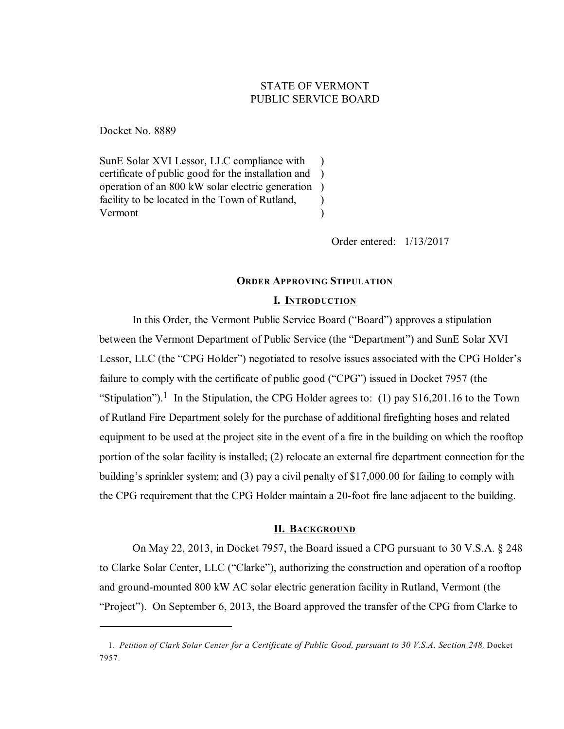STATE OF VERMONT
PUBLIC SERVICE BOARD

Docket No. 8889

SunE Solar XVI Lessor, LLC compliance with certificate of public good for the installation and operation of an 800 kW solar electric generation facility to be located in the Town of Rutland, Vermont

Order entered: 1/13/2017

## ORDER APPROVING STIPULATION

## I. INTRODUCTION

In this Order, the Vermont Public Service Board ("Board") approves a stipulation between the Vermont Department of Public Service (the "Department") and SunE Solar XVI Lessor, LLC (the "CPG Holder") negotiated to resolve issues associated with the CPG Holder's failure to comply with the certificate of public good ("CPG") issued in Docket 7957 (the "Stipulation").[1] In the Stipulation, the CPG Holder agrees to: (1) pay $16,201.16 to the Town of Rutland Fire Department solely for the purchase of additional firefighting hoses and related equipment to be used at the project site in the event of a fire in the building on which the rooftop portion of the solar facility is installed; (2) relocate an external fire department connection for the building's sprinkler system; and (3) pay a civil penalty of $17,000.00 for failing to comply with the CPG requirement that the CPG Holder maintain a 20-foot fire lane adjacent to the building.

## II. BACKGROUND

On May 22, 2013, in Docket 7957, the Board issued a CPG pursuant to 30 V.S.A. § 248 to Clarke Solar Center, LLC ("Clarke"), authorizing the construction and operation of a rooftop and ground-mounted 800 kW AC solar electric generation facility in Rutland, Vermont (the "Project"). On September 6, 2013, the Board approved the transfer of the CPG from Clarke to

---

1. *Petition of Clark Solar Center for a Certificate of Public Good, pursuant to 30 V.S.A. Section 248,* Docket 7957.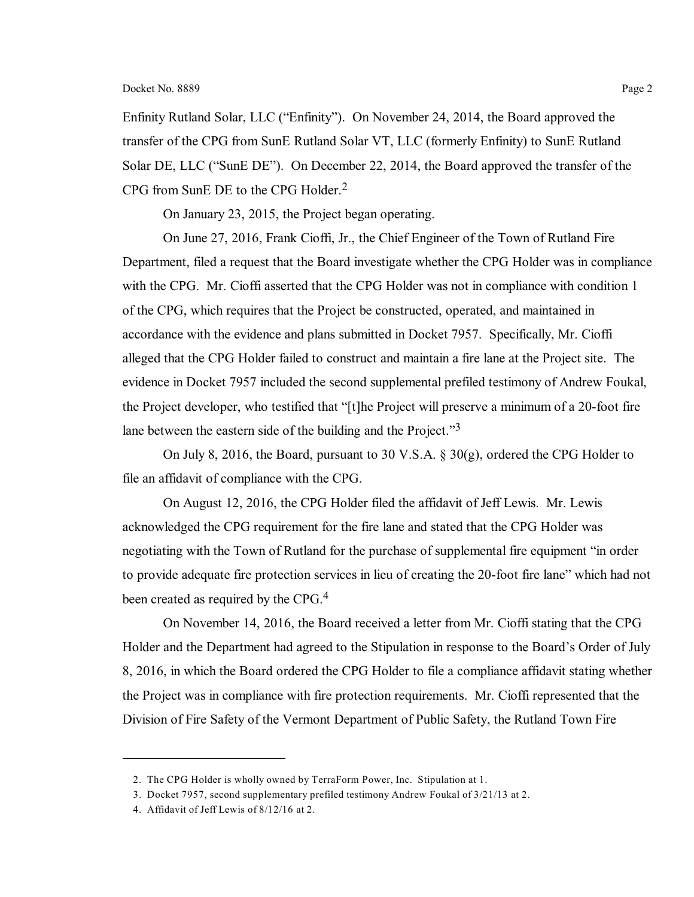Enfinity Rutland Solar, LLC ("Enfinity"). On November 24, 2014, the Board approved the transfer of the CPG from SunE Rutland Solar VT, LLC (formerly Enfinity) to SunE Rutland Solar DE, LLC ("SunE DE"). On December 22, 2014, the Board approved the transfer of the CPG from SunE DE to the CPG Holder.[2]

On January 23, 2015, the Project began operating.

On June 27, 2016, Frank Cioffi, Jr., the Chief Engineer of the Town of Rutland Fire Department, filed a request that the Board investigate whether the CPG Holder was in compliance with the CPG. Mr. Cioffi asserted that the CPG Holder was not in compliance with condition 1 of the CPG, which requires that the Project be constructed, operated, and maintained in accordance with the evidence and plans submitted in Docket 7957. Specifically, Mr. Cioffi alleged that the CPG Holder failed to construct and maintain a fire lane at the Project site. The evidence in Docket 7957 included the second supplemental prefiled testimony of Andrew Foukal, the Project developer, who testified that "[t]he Project will preserve a minimum of a 20-foot fire lane between the eastern side of the building and the Project."[3]

On July 8, 2016, the Board, pursuant to 30 V.S.A. § 30(g), ordered the CPG Holder to file an affidavit of compliance with the CPG.

On August 12, 2016, the CPG Holder filed the affidavit of Jeff Lewis. Mr. Lewis acknowledged the CPG requirement for the fire lane and stated that the CPG Holder was negotiating with the Town of Rutland for the purchase of supplemental fire equipment "in order to provide adequate fire protection services in lieu of creating the 20-foot fire lane" which had not been created as required by the CPG.[4]

On November 14, 2016, the Board received a letter from Mr. Cioffi stating that the CPG Holder and the Department had agreed to the Stipulation in response to the Board's Order of July 8, 2016, in which the Board ordered the CPG Holder to file a compliance affidavit stating whether the Project was in compliance with fire protection requirements. Mr. Cioffi represented that the Division of Fire Safety of the Vermont Department of Public Safety, the Rutland Town Fire

---

2. The CPG Holder is wholly owned by TerraForm Power, Inc. Stipulation at 1.
3. Docket 7957, second supplementary prefiled testimony Andrew Foukal of 3/21/13 at 2.
4. Affidavit of Jeff Lewis of 8/12/16 at 2.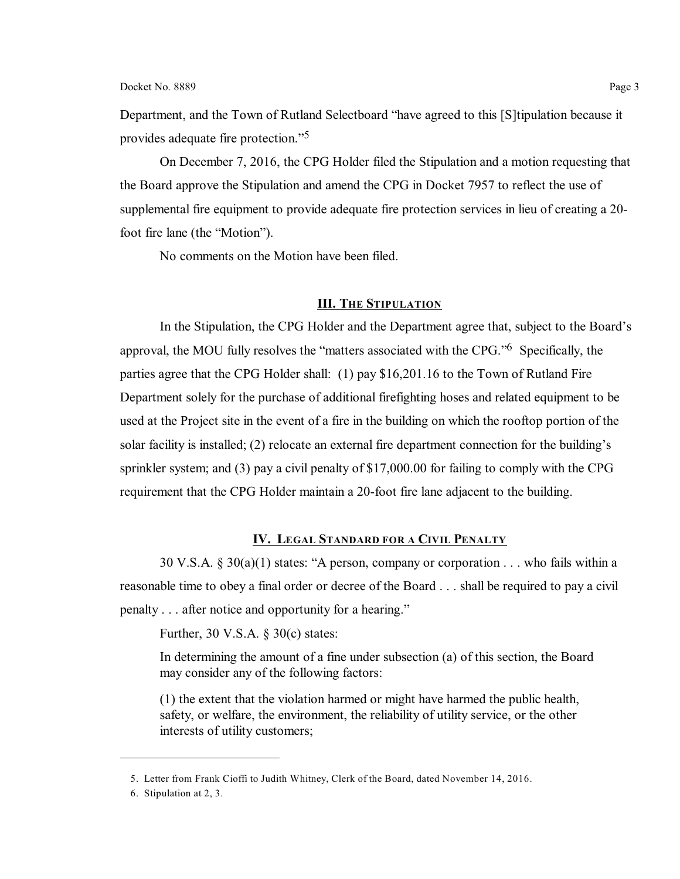Department, and the Town of Rutland Selectboard "have agreed to this [S]tipulation because it provides adequate fire protection."[5]

On December 7, 2016, the CPG Holder filed the Stipulation and a motion requesting that the Board approve the Stipulation and amend the CPG in Docket 7957 to reflect the use of supplemental fire equipment to provide adequate fire protection services in lieu of creating a 20-foot fire lane (the "Motion").

No comments on the Motion have been filed.

## III. The Stipulation

In the Stipulation, the CPG Holder and the Department agree that, subject to the Board's approval, the MOU fully resolves the "matters associated with the CPG."[6] Specifically, the parties agree that the CPG Holder shall: (1) pay $16,201.16 to the Town of Rutland Fire Department solely for the purchase of additional firefighting hoses and related equipment to be used at the Project site in the event of a fire in the building on which the rooftop portion of the solar facility is installed; (2) relocate an external fire department connection for the building's sprinkler system; and (3) pay a civil penalty of $17,000.00 for failing to comply with the CPG requirement that the CPG Holder maintain a 20-foot fire lane adjacent to the building.

## IV. Legal Standard for a Civil Penalty

30 V.S.A. § 30(a)(1) states: "A person, company or corporation . . . who fails within a reasonable time to obey a final order or decree of the Board . . . shall be required to pay a civil penalty . . . after notice and opportunity for a hearing."

Further, 30 V.S.A. § 30(c) states:

> In determining the amount of a fine under subsection (a) of this section, the Board may consider any of the following factors:
>
> (1) the extent that the violation harmed or might have harmed the public health, safety, or welfare, the environment, the reliability of utility service, or the other interests of utility customers;

---

5. Letter from Frank Cioffi to Judith Whitney, Clerk of the Board, dated November 14, 2016.

6. Stipulation at 2, 3.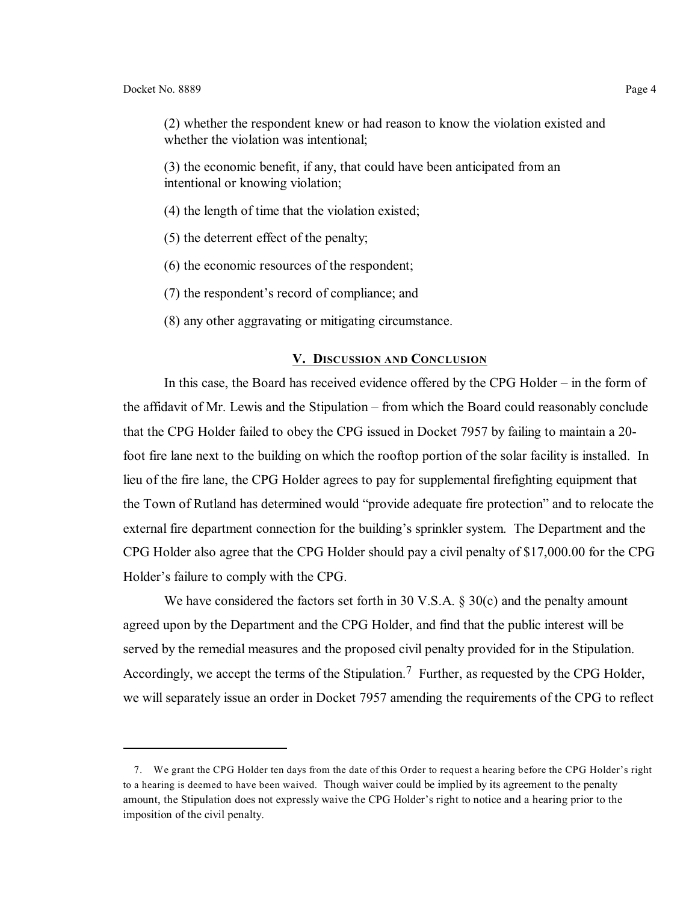(2) whether the respondent knew or had reason to know the violation existed and whether the violation was intentional;

(3) the economic benefit, if any, that could have been anticipated from an intentional or knowing violation;

(4) the length of time that the violation existed;

(5) the deterrent effect of the penalty;

(6) the economic resources of the respondent;

(7) the respondent's record of compliance; and

(8) any other aggravating or mitigating circumstance.

## V. Discussion and Conclusion

In this case, the Board has received evidence offered by the CPG Holder – in the form of the affidavit of Mr. Lewis and the Stipulation – from which the Board could reasonably conclude that the CPG Holder failed to obey the CPG issued in Docket 7957 by failing to maintain a 20-foot fire lane next to the building on which the rooftop portion of the solar facility is installed. In lieu of the fire lane, the CPG Holder agrees to pay for supplemental firefighting equipment that the Town of Rutland has determined would "provide adequate fire protection" and to relocate the external fire department connection for the building's sprinkler system. The Department and the CPG Holder also agree that the CPG Holder should pay a civil penalty of $17,000.00 for the CPG Holder's failure to comply with the CPG.

We have considered the factors set forth in 30 V.S.A. § 30(c) and the penalty amount agreed upon by the Department and the CPG Holder, and find that the public interest will be served by the remedial measures and the proposed civil penalty provided for in the Stipulation. Accordingly, we accept the terms of the Stipulation.[7] Further, as requested by the CPG Holder, we will separately issue an order in Docket 7957 amending the requirements of the CPG to reflect

7. We grant the CPG Holder ten days from the date of this Order to request a hearing before the CPG Holder's right to a hearing is deemed to have been waived. Though waiver could be implied by its agreement to the penalty amount, the Stipulation does not expressly waive the CPG Holder's right to notice and a hearing prior to the imposition of the civil penalty.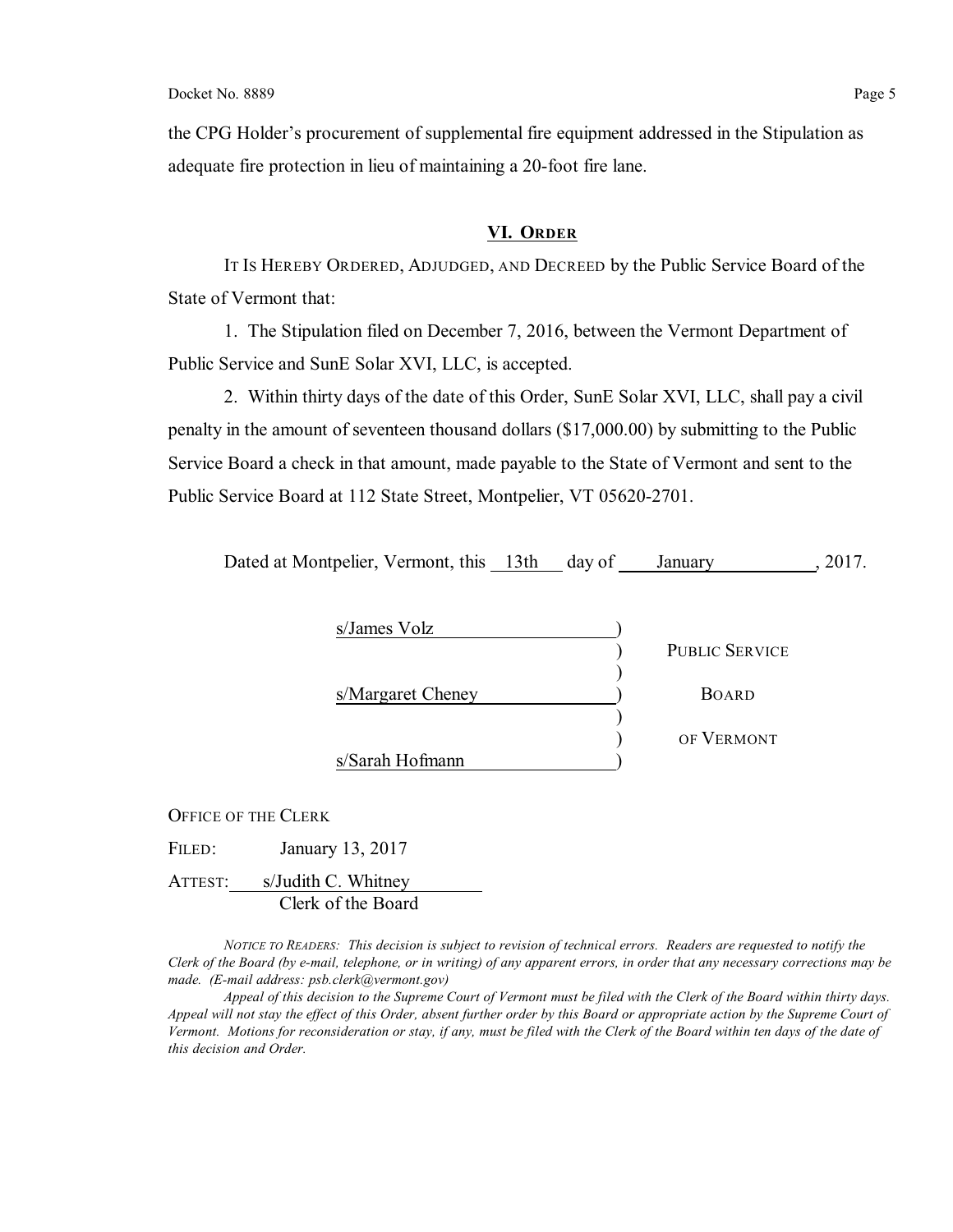the CPG Holder's procurement of supplemental fire equipment addressed in the Stipulation as adequate fire protection in lieu of maintaining a 20-foot fire lane.

## VI. Order

It Is Hereby Ordered, Adjudged, and Decreed by the Public Service Board of the State of Vermont that:

1. The Stipulation filed on December 7, 2016, between the Vermont Department of Public Service and SunE Solar XVI, LLC, is accepted.

2. Within thirty days of the date of this Order, SunE Solar XVI, LLC, shall pay a civil penalty in the amount of seventeen thousand dollars ($17,000.00) by submitting to the Public Service Board a check in that amount, made payable to the State of Vermont and sent to the Public Service Board at 112 State Street, Montpelier, VT 05620-2701.

Dated at Montpelier, Vermont, this 13th day of January, 2017.

s/James Volz )
) Public Service
s/Margaret Cheney ) Board
) of Vermont
s/Sarah Hofmann )

Office of the Clerk

Filed: January 13, 2017

Attest: s/Judith C. Whitney
Clerk of the Board

*Notice to Readers: This decision is subject to revision of technical errors. Readers are requested to notify the Clerk of the Board (by e-mail, telephone, or in writing) of any apparent errors, in order that any necessary corrections may be made. (E-mail address: psb.clerk@vermont.gov)*

*Appeal of this decision to the Supreme Court of Vermont must be filed with the Clerk of the Board within thirty days. Appeal will not stay the effect of this Order, absent further order by this Board or appropriate action by the Supreme Court of Vermont. Motions for reconsideration or stay, if any, must be filed with the Clerk of the Board within ten days of the date of this decision and Order.*